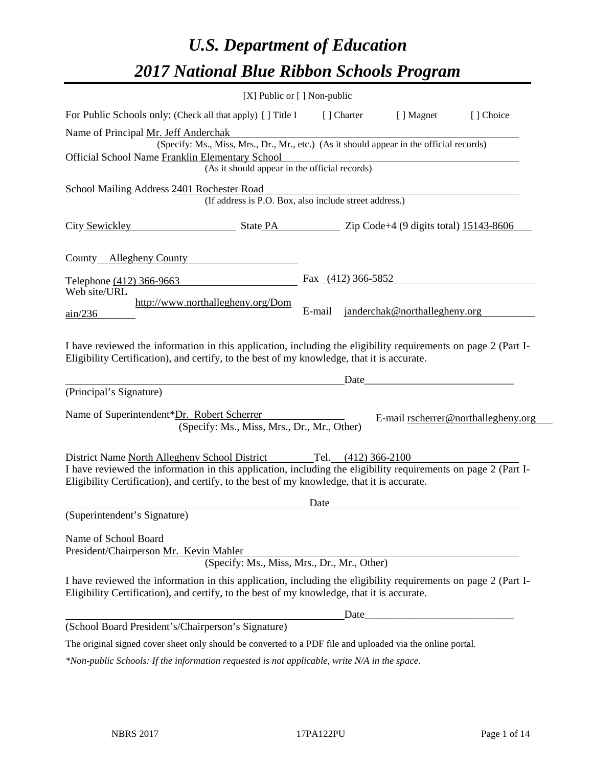# *U.S. Department of Education*
# *2017 National Blue Ribbon Schools Program*

[X] Public or [ ] Non-public

For Public Schools only: (Check all that apply) [ ] Title I [ ] Charter [ ] Magnet [ ] Choice

Name of Principal Mr. Jeff Anderchak
(Specify: Ms., Miss, Mrs., Dr., Mr., etc.) (As it should appear in the official records)

Official School Name Franklin Elementary School
(As it should appear in the official records)

School Mailing Address 2401 Rochester Road
(If address is P.O. Box, also include street address.)

City Sewickley State PA Zip Code+4 (9 digits total) 15143-8606

County Allegheny County

Telephone (412) 366-9663 Fax (412) 366-5852

Web site/URL http://www.northallegheny.org/Domain/236 E-mail janderchak@northallegheny.org

I have reviewed the information in this application, including the eligibility requirements on page 2 (Part I-Eligibility Certification), and certify, to the best of my knowledge, that it is accurate.

_________________________________________________ Date____________________________
(Principal's Signature)

Name of Superintendent*Dr. Robert Scherrer E-mail rscherrer@northallegheny.org
(Specify: Ms., Miss, Mrs., Dr., Mr., Other)

District Name North Allegheny School District Tel. (412) 366-2100

I have reviewed the information in this application, including the eligibility requirements on page 2 (Part I-Eligibility Certification), and certify, to the best of my knowledge, that it is accurate.

_________________________________________________ Date____________________________
(Superintendent's Signature)

Name of School Board
President/Chairperson Mr. Kevin Mahler
(Specify: Ms., Miss, Mrs., Dr., Mr., Other)

I have reviewed the information in this application, including the eligibility requirements on page 2 (Part I-Eligibility Certification), and certify, to the best of my knowledge, that it is accurate.

_________________________________________________ Date____________________________
(School Board President's/Chairperson's Signature)

The original signed cover sheet only should be converted to a PDF file and uploaded via the online portal.

*\*Non-public Schools: If the information requested is not applicable, write N/A in the space.*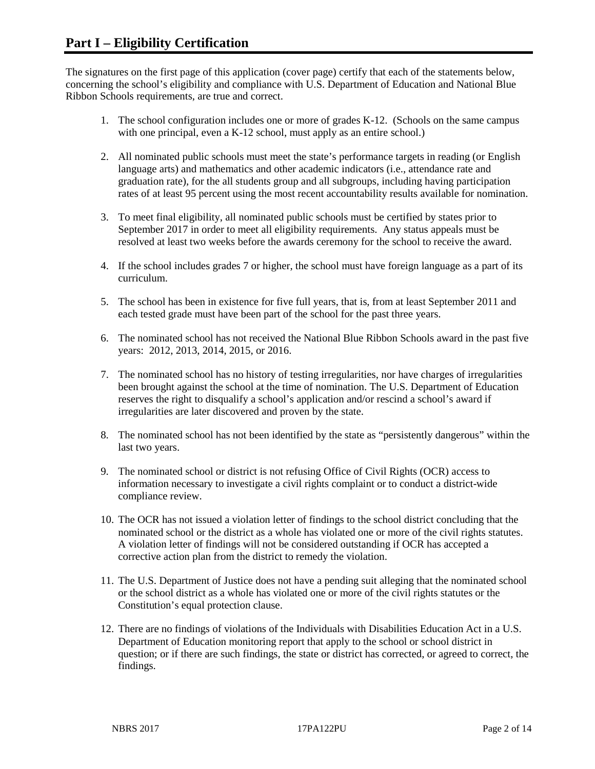# Part I – Eligibility Certification

The signatures on the first page of this application (cover page) certify that each of the statements below, concerning the school's eligibility and compliance with U.S. Department of Education and National Blue Ribbon Schools requirements, are true and correct.

1. The school configuration includes one or more of grades K-12. (Schools on the same campus with one principal, even a K-12 school, must apply as an entire school.)

2. All nominated public schools must meet the state's performance targets in reading (or English language arts) and mathematics and other academic indicators (i.e., attendance rate and graduation rate), for the all students group and all subgroups, including having participation rates of at least 95 percent using the most recent accountability results available for nomination.

3. To meet final eligibility, all nominated public schools must be certified by states prior to September 2017 in order to meet all eligibility requirements. Any status appeals must be resolved at least two weeks before the awards ceremony for the school to receive the award.

4. If the school includes grades 7 or higher, the school must have foreign language as a part of its curriculum.

5. The school has been in existence for five full years, that is, from at least September 2011 and each tested grade must have been part of the school for the past three years.

6. The nominated school has not received the National Blue Ribbon Schools award in the past five years: 2012, 2013, 2014, 2015, or 2016.

7. The nominated school has no history of testing irregularities, nor have charges of irregularities been brought against the school at the time of nomination. The U.S. Department of Education reserves the right to disqualify a school's application and/or rescind a school's award if irregularities are later discovered and proven by the state.

8. The nominated school has not been identified by the state as "persistently dangerous" within the last two years.

9. The nominated school or district is not refusing Office of Civil Rights (OCR) access to information necessary to investigate a civil rights complaint or to conduct a district-wide compliance review.

10. The OCR has not issued a violation letter of findings to the school district concluding that the nominated school or the district as a whole has violated one or more of the civil rights statutes. A violation letter of findings will not be considered outstanding if OCR has accepted a corrective action plan from the district to remedy the violation.

11. The U.S. Department of Justice does not have a pending suit alleging that the nominated school or the school district as a whole has violated one or more of the civil rights statutes or the Constitution's equal protection clause.

12. There are no findings of violations of the Individuals with Disabilities Education Act in a U.S. Department of Education monitoring report that apply to the school or school district in question; or if there are such findings, the state or district has corrected, or agreed to correct, the findings.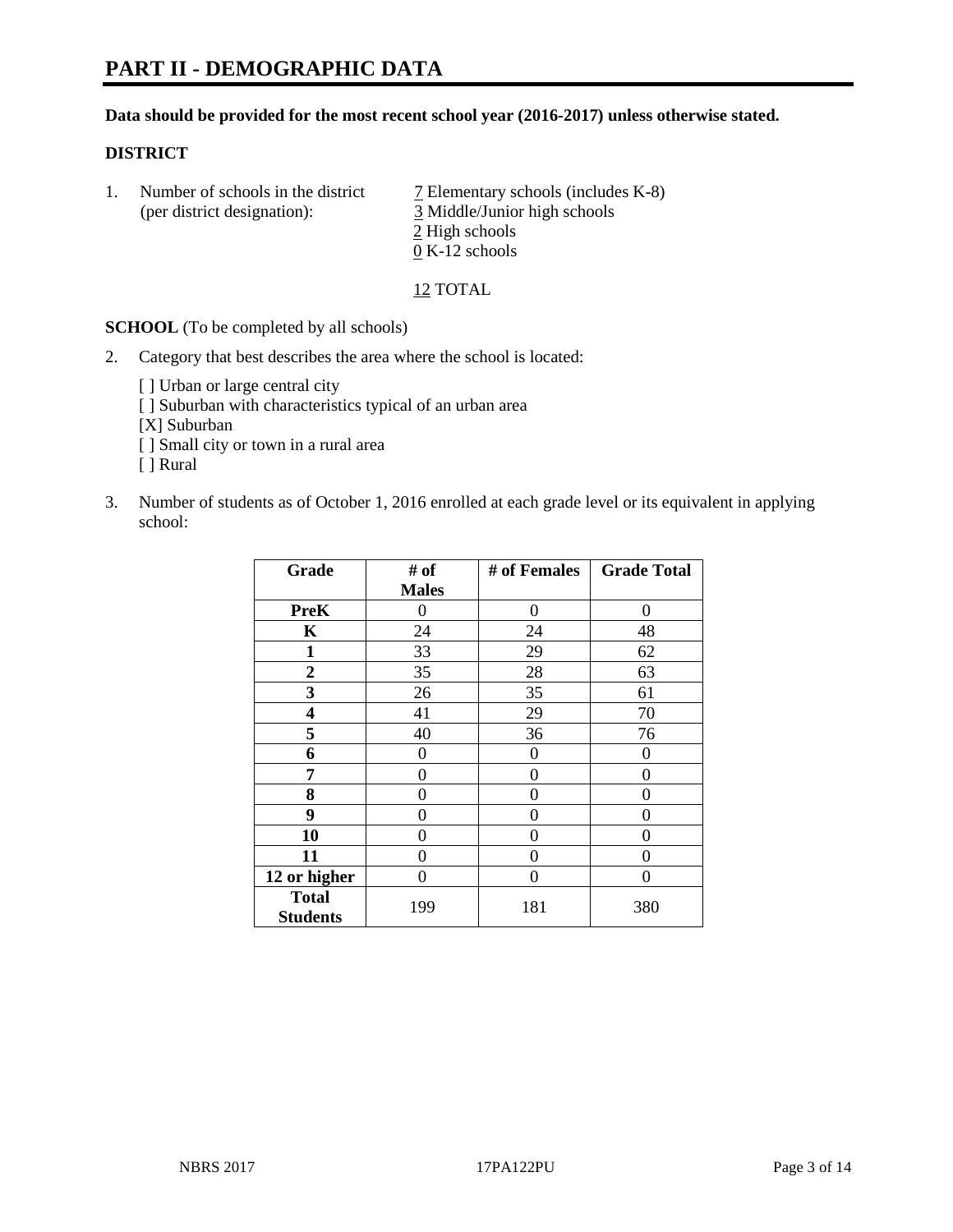# PART II - DEMOGRAPHIC DATA

**Data should be provided for the most recent school year (2016-2017) unless otherwise stated.**

**DISTRICT**

1. Number of schools in the district (per district designation):
   7 Elementary schools (includes K-8)
   3 Middle/Junior high schools
   2 High schools
   0 K-12 schools

   12 TOTAL

**SCHOOL** (To be completed by all schools)

2. Category that best describes the area where the school is located:

   [ ] Urban or large central city
   [ ] Suburban with characteristics typical of an urban area
   [X] Suburban
   [ ] Small city or town in a rural area
   [ ] Rural

3. Number of students as of October 1, 2016 enrolled at each grade level or its equivalent in applying school:

| Grade | # of Males | # of Females | Grade Total |
|---|---|---|---|
| **PreK** | 0 | 0 | 0 |
| **K** | 24 | 24 | 48 |
| **1** | 33 | 29 | 62 |
| **2** | 35 | 28 | 63 |
| **3** | 26 | 35 | 61 |
| **4** | 41 | 29 | 70 |
| **5** | 40 | 36 | 76 |
| **6** | 0 | 0 | 0 |
| **7** | 0 | 0 | 0 |
| **8** | 0 | 0 | 0 |
| **9** | 0 | 0 | 0 |
| **10** | 0 | 0 | 0 |
| **11** | 0 | 0 | 0 |
| **12 or higher** | 0 | 0 | 0 |
| **Total Students** | 199 | 181 | 380 |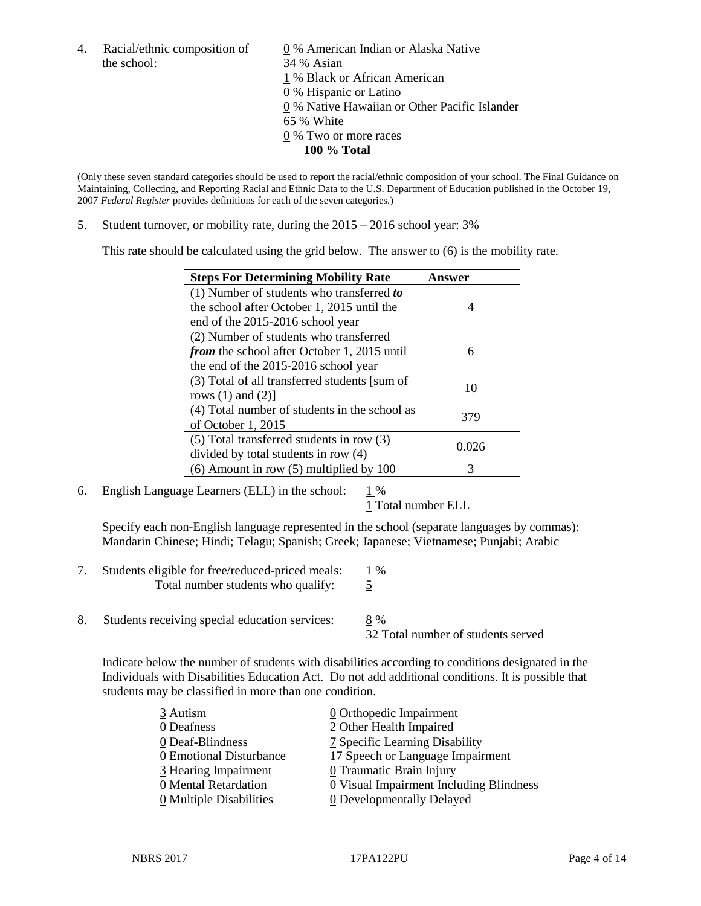4. Racial/ethnic composition of the school:

0 % American Indian or Alaska Native
34 % Asian
1 % Black or African American
0 % Hispanic or Latino
0 % Native Hawaiian or Other Pacific Islander
65 % White
0 % Two or more races
**100 % Total**

(Only these seven standard categories should be used to report the racial/ethnic composition of your school. The Final Guidance on Maintaining, Collecting, and Reporting Racial and Ethnic Data to the U.S. Department of Education published in the October 19, 2007 *Federal Register* provides definitions for each of the seven categories.)

5. Student turnover, or mobility rate, during the 2015 – 2016 school year: 3%

This rate should be calculated using the grid below. The answer to (6) is the mobility rate.

| Steps For Determining Mobility Rate | Answer |
|---|---|
| (1) Number of students who transferred ***to*** the school after October 1, 2015 until the end of the 2015-2016 school year | 4 |
| (2) Number of students who transferred ***from*** the school after October 1, 2015 until the end of the 2015-2016 school year | 6 |
| (3) Total of all transferred students [sum of rows (1) and (2)] | 10 |
| (4) Total number of students in the school as of October 1, 2015 | 379 |
| (5) Total transferred students in row (3) divided by total students in row (4) | 0.026 |
| (6) Amount in row (5) multiplied by 100 | 3 |

6. English Language Learners (ELL) in the school: 1 %
1 Total number ELL

Specify each non-English language represented in the school (separate languages by commas):
Mandarin Chinese; Hindi; Telagu; Spanish; Greek; Japanese; Vietnamese; Punjabi; Arabic

7. Students eligible for free/reduced-priced meals: 1 %
Total number students who qualify: 5

8. Students receiving special education services: 8 %
32 Total number of students served

Indicate below the number of students with disabilities according to conditions designated in the Individuals with Disabilities Education Act. Do not add additional conditions. It is possible that students may be classified in more than one condition.

3 Autism
0 Deafness
0 Deaf-Blindness
0 Emotional Disturbance
3 Hearing Impairment
0 Mental Retardation
0 Multiple Disabilities
0 Orthopedic Impairment
2 Other Health Impaired
7 Specific Learning Disability
17 Speech or Language Impairment
0 Traumatic Brain Injury
0 Visual Impairment Including Blindness
0 Developmentally Delayed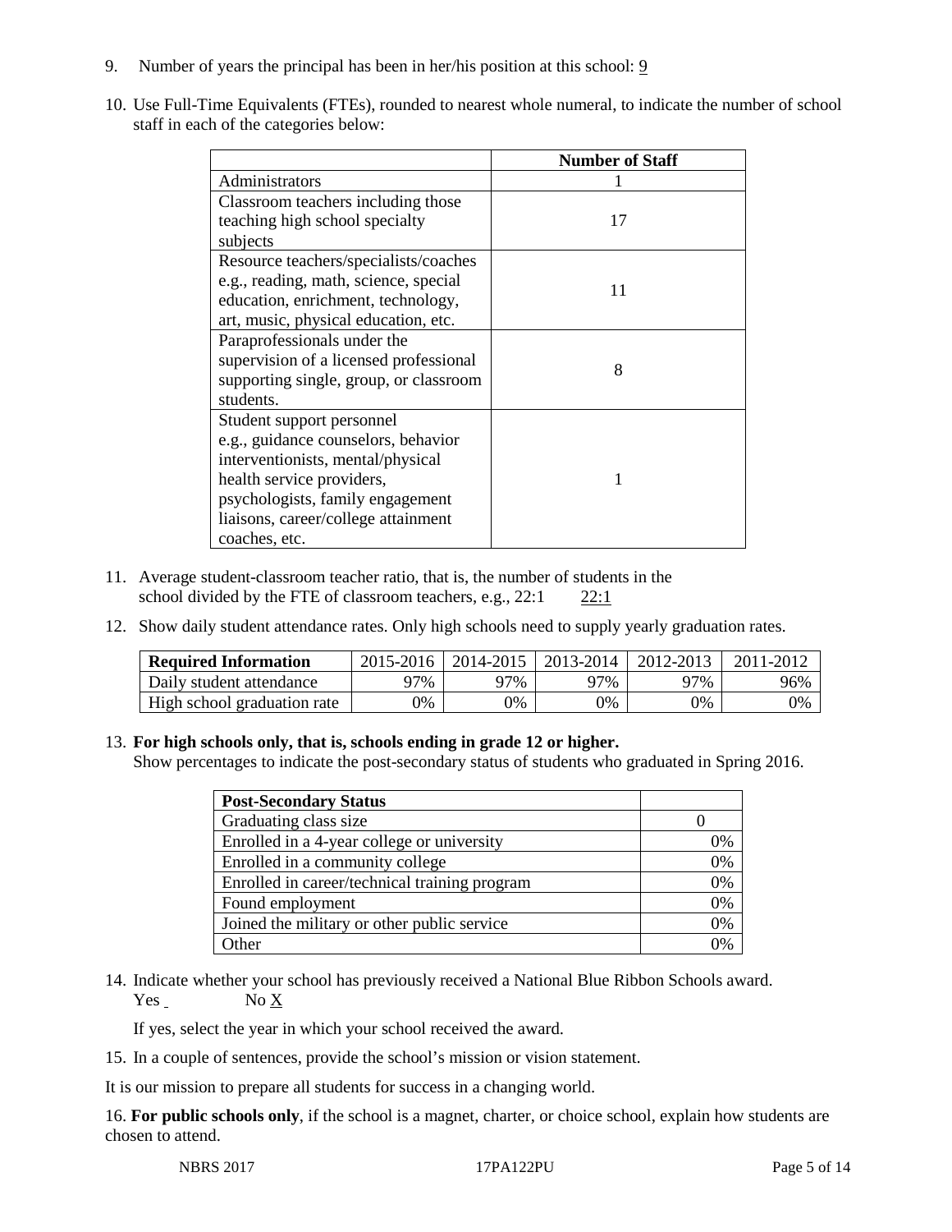9. Number of years the principal has been in her/his position at this school: 9

10. Use Full-Time Equivalents (FTEs), rounded to nearest whole numeral, to indicate the number of school staff in each of the categories below:

| | Number of Staff |
|---|---|
| Administrators | 1 |
| Classroom teachers including those teaching high school specialty subjects | 17 |
| Resource teachers/specialists/coaches e.g., reading, math, science, special education, enrichment, technology, art, music, physical education, etc. | 11 |
| Paraprofessionals under the supervision of a licensed professional supporting single, group, or classroom students. | 8 |
| Student support personnel e.g., guidance counselors, behavior interventionists, mental/physical health service providers, psychologists, family engagement liaisons, career/college attainment coaches, etc. | 1 |

11. Average student-classroom teacher ratio, that is, the number of students in the school divided by the FTE of classroom teachers, e.g., 22:1 22:1

12. Show daily student attendance rates. Only high schools need to supply yearly graduation rates.

| Required Information | 2015-2016 | 2014-2015 | 2013-2014 | 2012-2013 | 2011-2012 |
|---|---|---|---|---|---|
| Daily student attendance | 97% | 97% | 97% | 97% | 96% |
| High school graduation rate | 0% | 0% | 0% | 0% | 0% |

13. **For high schools only, that is, schools ending in grade 12 or higher.**
Show percentages to indicate the post-secondary status of students who graduated in Spring 2016.

| Post-Secondary Status | |
|---|---|
| Graduating class size | 0 |
| Enrolled in a 4-year college or university | 0% |
| Enrolled in a community college | 0% |
| Enrolled in career/technical training program | 0% |
| Found employment | 0% |
| Joined the military or other public service | 0% |
| Other | 0% |

14. Indicate whether your school has previously received a National Blue Ribbon Schools award.
Yes  No X

If yes, select the year in which your school received the award.

15. In a couple of sentences, provide the school's mission or vision statement.

It is our mission to prepare all students for success in a changing world.

16. **For public schools only**, if the school is a magnet, charter, or choice school, explain how students are chosen to attend.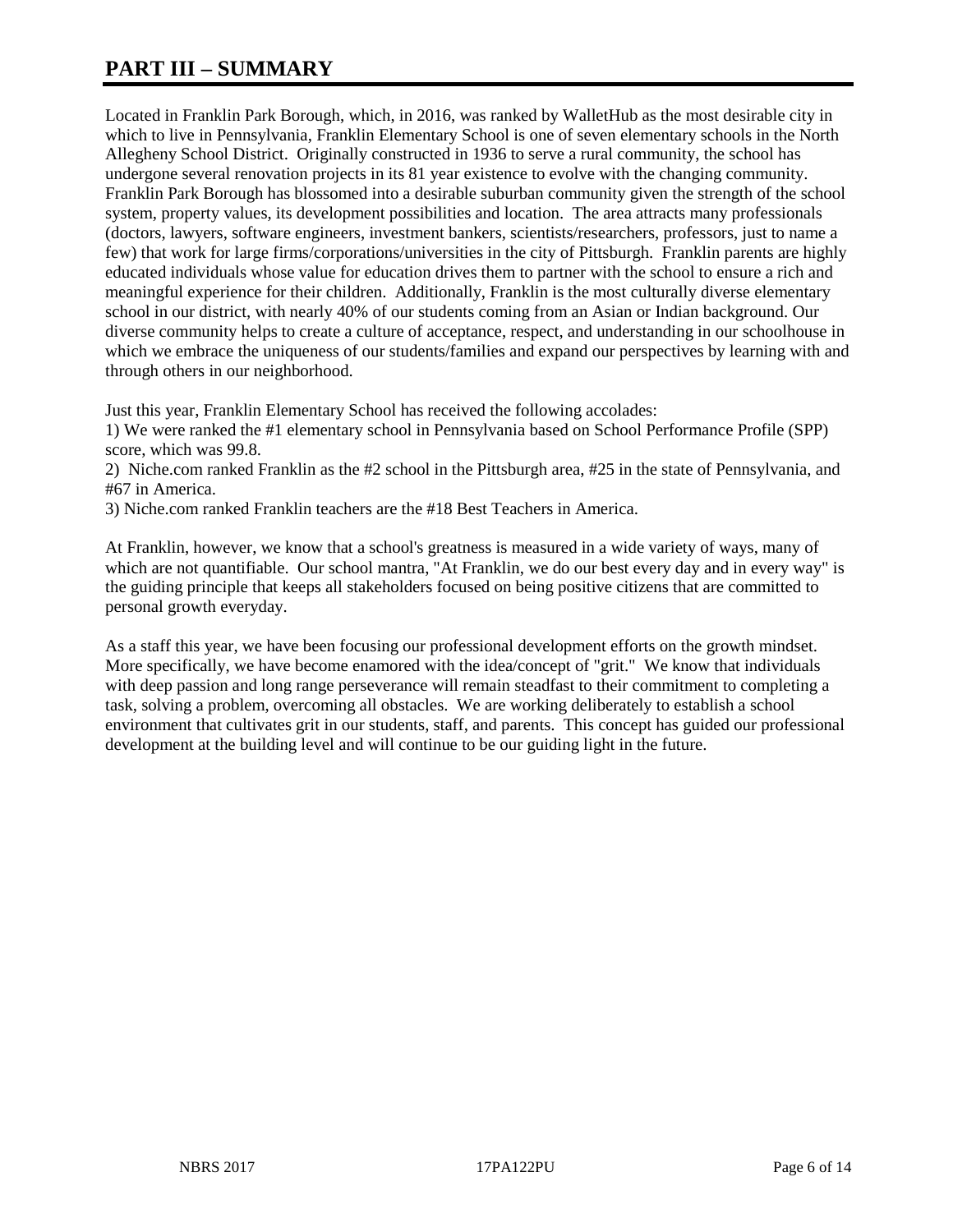# PART III – SUMMARY

Located in Franklin Park Borough, which, in 2016, was ranked by WalletHub as the most desirable city in which to live in Pennsylvania, Franklin Elementary School is one of seven elementary schools in the North Allegheny School District. Originally constructed in 1936 to serve a rural community, the school has undergone several renovation projects in its 81 year existence to evolve with the changing community. Franklin Park Borough has blossomed into a desirable suburban community given the strength of the school system, property values, its development possibilities and location. The area attracts many professionals (doctors, lawyers, software engineers, investment bankers, scientists/researchers, professors, just to name a few) that work for large firms/corporations/universities in the city of Pittsburgh. Franklin parents are highly educated individuals whose value for education drives them to partner with the school to ensure a rich and meaningful experience for their children. Additionally, Franklin is the most culturally diverse elementary school in our district, with nearly 40% of our students coming from an Asian or Indian background. Our diverse community helps to create a culture of acceptance, respect, and understanding in our schoolhouse in which we embrace the uniqueness of our students/families and expand our perspectives by learning with and through others in our neighborhood.

Just this year, Franklin Elementary School has received the following accolades:
1) We were ranked the #1 elementary school in Pennsylvania based on School Performance Profile (SPP) score, which was 99.8.
2) Niche.com ranked Franklin as the #2 school in the Pittsburgh area, #25 in the state of Pennsylvania, and #67 in America.
3) Niche.com ranked Franklin teachers are the #18 Best Teachers in America.

At Franklin, however, we know that a school's greatness is measured in a wide variety of ways, many of which are not quantifiable. Our school mantra, "At Franklin, we do our best every day and in every way" is the guiding principle that keeps all stakeholders focused on being positive citizens that are committed to personal growth everyday.

As a staff this year, we have been focusing our professional development efforts on the growth mindset. More specifically, we have become enamored with the idea/concept of "grit." We know that individuals with deep passion and long range perseverance will remain steadfast to their commitment to completing a task, solving a problem, overcoming all obstacles. We are working deliberately to establish a school environment that cultivates grit in our students, staff, and parents. This concept has guided our professional development at the building level and will continue to be our guiding light in the future.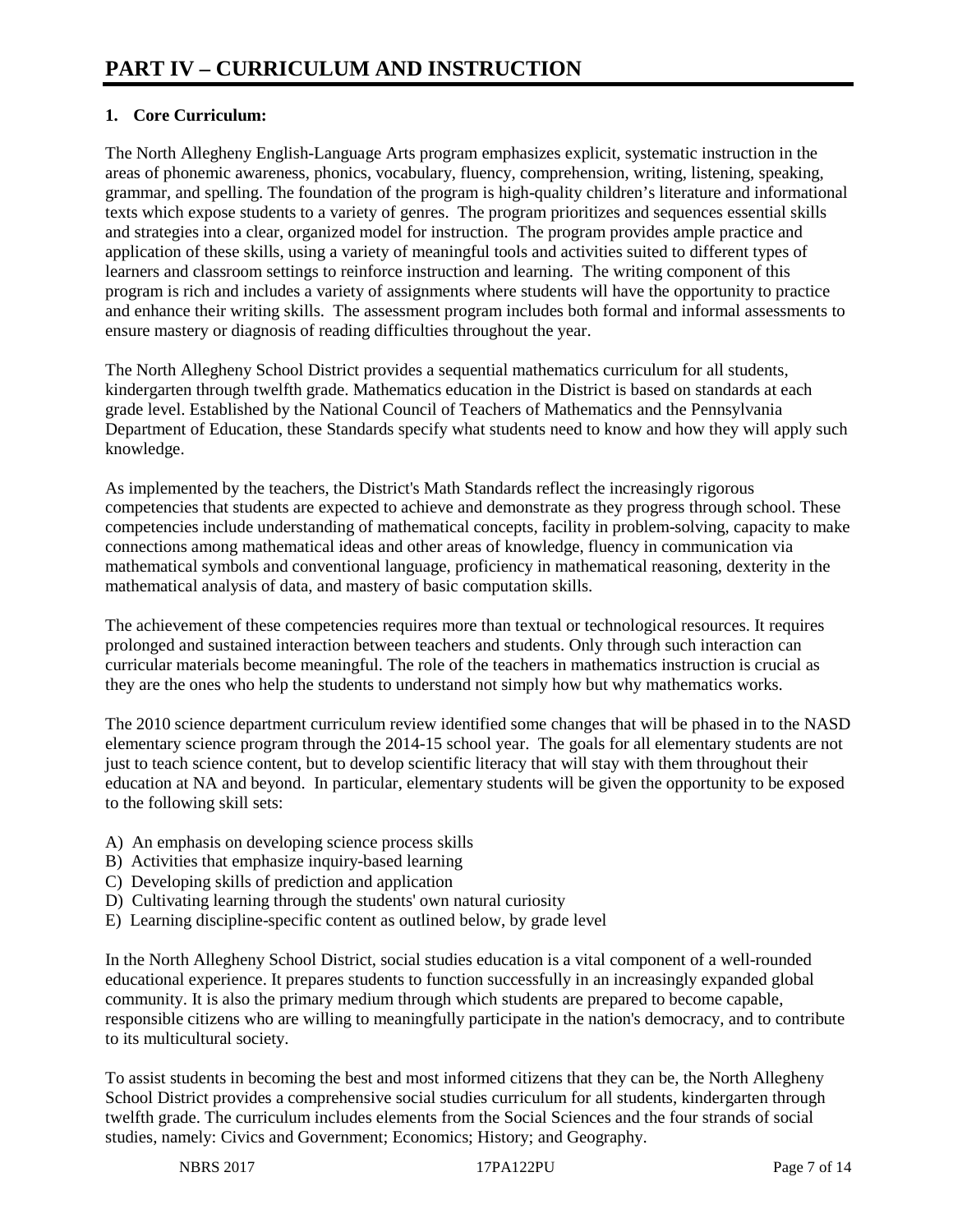# PART IV – CURRICULUM AND INSTRUCTION

**1. Core Curriculum:**

The North Allegheny English-Language Arts program emphasizes explicit, systematic instruction in the areas of phonemic awareness, phonics, vocabulary, fluency, comprehension, writing, listening, speaking, grammar, and spelling. The foundation of the program is high-quality children's literature and informational texts which expose students to a variety of genres. The program prioritizes and sequences essential skills and strategies into a clear, organized model for instruction. The program provides ample practice and application of these skills, using a variety of meaningful tools and activities suited to different types of learners and classroom settings to reinforce instruction and learning. The writing component of this program is rich and includes a variety of assignments where students will have the opportunity to practice and enhance their writing skills. The assessment program includes both formal and informal assessments to ensure mastery or diagnosis of reading difficulties throughout the year.

The North Allegheny School District provides a sequential mathematics curriculum for all students, kindergarten through twelfth grade. Mathematics education in the District is based on standards at each grade level. Established by the National Council of Teachers of Mathematics and the Pennsylvania Department of Education, these Standards specify what students need to know and how they will apply such knowledge.

As implemented by the teachers, the District's Math Standards reflect the increasingly rigorous competencies that students are expected to achieve and demonstrate as they progress through school. These competencies include understanding of mathematical concepts, facility in problem-solving, capacity to make connections among mathematical ideas and other areas of knowledge, fluency in communication via mathematical symbols and conventional language, proficiency in mathematical reasoning, dexterity in the mathematical analysis of data, and mastery of basic computation skills.

The achievement of these competencies requires more than textual or technological resources. It requires prolonged and sustained interaction between teachers and students. Only through such interaction can curricular materials become meaningful. The role of the teachers in mathematics instruction is crucial as they are the ones who help the students to understand not simply how but why mathematics works.

The 2010 science department curriculum review identified some changes that will be phased in to the NASD elementary science program through the 2014-15 school year. The goals for all elementary students are not just to teach science content, but to develop scientific literacy that will stay with them throughout their education at NA and beyond. In particular, elementary students will be given the opportunity to be exposed to the following skill sets:

A) An emphasis on developing science process skills
B) Activities that emphasize inquiry-based learning
C) Developing skills of prediction and application
D) Cultivating learning through the students' own natural curiosity
E) Learning discipline-specific content as outlined below, by grade level

In the North Allegheny School District, social studies education is a vital component of a well-rounded educational experience. It prepares students to function successfully in an increasingly expanded global community. It is also the primary medium through which students are prepared to become capable, responsible citizens who are willing to meaningfully participate in the nation's democracy, and to contribute to its multicultural society.

To assist students in becoming the best and most informed citizens that they can be, the North Allegheny School District provides a comprehensive social studies curriculum for all students, kindergarten through twelfth grade. The curriculum includes elements from the Social Sciences and the four strands of social studies, namely: Civics and Government; Economics; History; and Geography.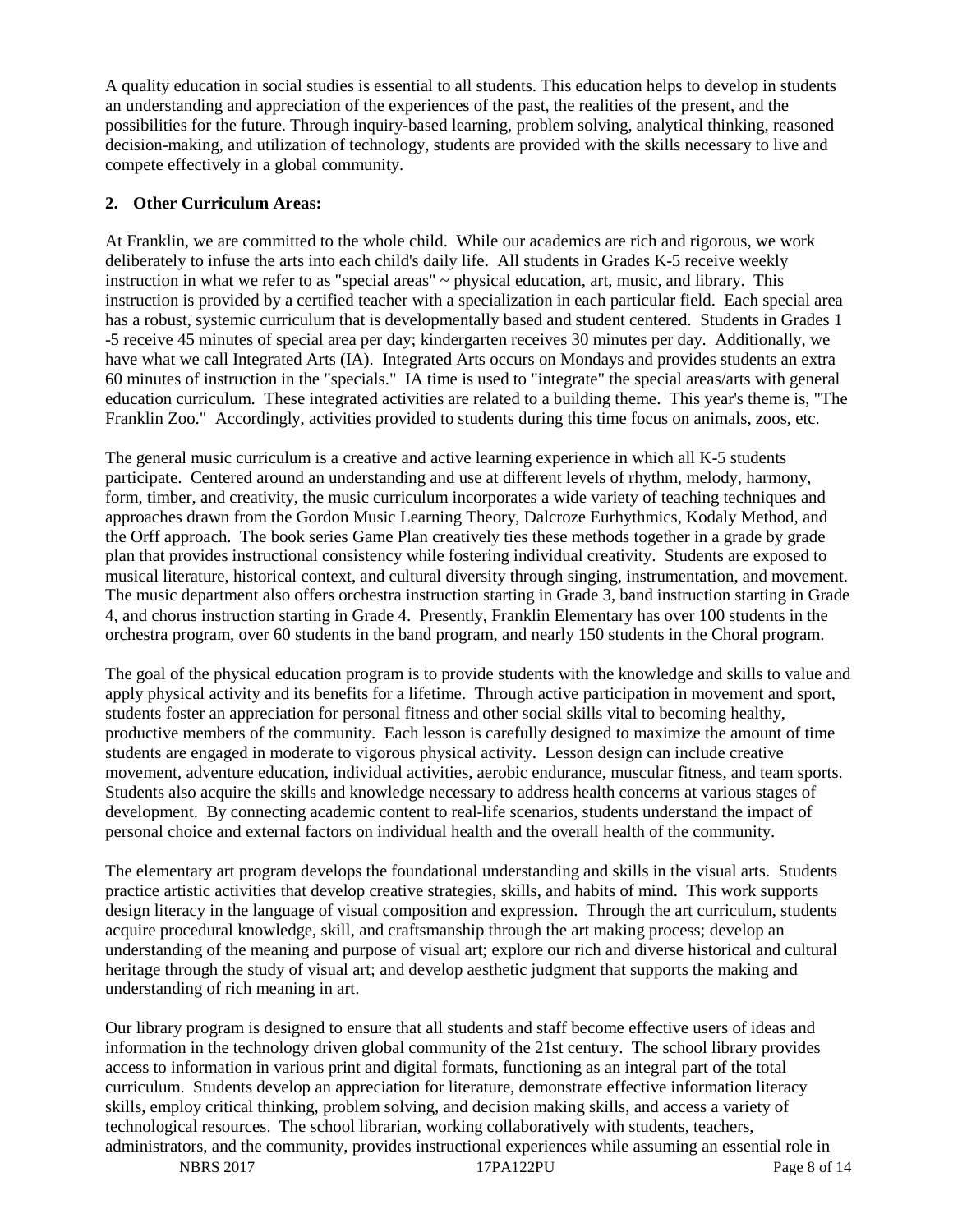A quality education in social studies is essential to all students. This education helps to develop in students an understanding and appreciation of the experiences of the past, the realities of the present, and the possibilities for the future. Through inquiry-based learning, problem solving, analytical thinking, reasoned decision-making, and utilization of technology, students are provided with the skills necessary to live and compete effectively in a global community.

**2. Other Curriculum Areas:**

At Franklin, we are committed to the whole child. While our academics are rich and rigorous, we work deliberately to infuse the arts into each child's daily life. All students in Grades K-5 receive weekly instruction in what we refer to as "special areas" ~ physical education, art, music, and library. This instruction is provided by a certified teacher with a specialization in each particular field. Each special area has a robust, systemic curriculum that is developmentally based and student centered. Students in Grades 1 -5 receive 45 minutes of special area per day; kindergarten receives 30 minutes per day. Additionally, we have what we call Integrated Arts (IA). Integrated Arts occurs on Mondays and provides students an extra 60 minutes of instruction in the "specials." IA time is used to "integrate" the special areas/arts with general education curriculum. These integrated activities are related to a building theme. This year's theme is, "The Franklin Zoo." Accordingly, activities provided to students during this time focus on animals, zoos, etc.

The general music curriculum is a creative and active learning experience in which all K-5 students participate. Centered around an understanding and use at different levels of rhythm, melody, harmony, form, timber, and creativity, the music curriculum incorporates a wide variety of teaching techniques and approaches drawn from the Gordon Music Learning Theory, Dalcroze Eurhythmics, Kodaly Method, and the Orff approach. The book series Game Plan creatively ties these methods together in a grade by grade plan that provides instructional consistency while fostering individual creativity. Students are exposed to musical literature, historical context, and cultural diversity through singing, instrumentation, and movement. The music department also offers orchestra instruction starting in Grade 3, band instruction starting in Grade 4, and chorus instruction starting in Grade 4. Presently, Franklin Elementary has over 100 students in the orchestra program, over 60 students in the band program, and nearly 150 students in the Choral program.

The goal of the physical education program is to provide students with the knowledge and skills to value and apply physical activity and its benefits for a lifetime. Through active participation in movement and sport, students foster an appreciation for personal fitness and other social skills vital to becoming healthy, productive members of the community. Each lesson is carefully designed to maximize the amount of time students are engaged in moderate to vigorous physical activity. Lesson design can include creative movement, adventure education, individual activities, aerobic endurance, muscular fitness, and team sports. Students also acquire the skills and knowledge necessary to address health concerns at various stages of development. By connecting academic content to real-life scenarios, students understand the impact of personal choice and external factors on individual health and the overall health of the community.

The elementary art program develops the foundational understanding and skills in the visual arts. Students practice artistic activities that develop creative strategies, skills, and habits of mind. This work supports design literacy in the language of visual composition and expression. Through the art curriculum, students acquire procedural knowledge, skill, and craftsmanship through the art making process; develop an understanding of the meaning and purpose of visual art; explore our rich and diverse historical and cultural heritage through the study of visual art; and develop aesthetic judgment that supports the making and understanding of rich meaning in art.

Our library program is designed to ensure that all students and staff become effective users of ideas and information in the technology driven global community of the 21st century. The school library provides access to information in various print and digital formats, functioning as an integral part of the total curriculum. Students develop an appreciation for literature, demonstrate effective information literacy skills, employ critical thinking, problem solving, and decision making skills, and access a variety of technological resources. The school librarian, working collaboratively with students, teachers, administrators, and the community, provides instructional experiences while assuming an essential role in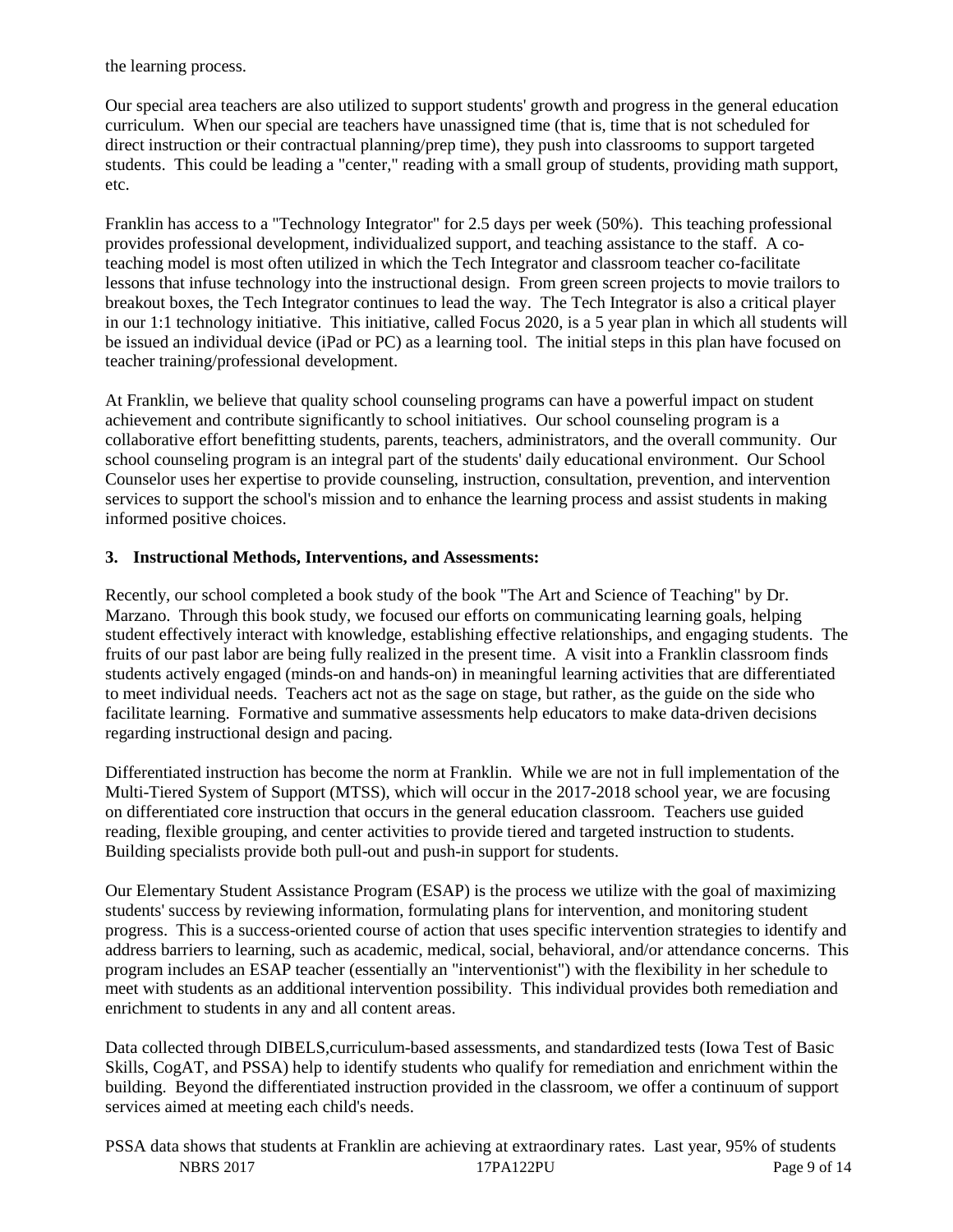the learning process.

Our special area teachers are also utilized to support students' growth and progress in the general education curriculum. When our special are teachers have unassigned time (that is, time that is not scheduled for direct instruction or their contractual planning/prep time), they push into classrooms to support targeted students. This could be leading a "center," reading with a small group of students, providing math support, etc.

Franklin has access to a "Technology Integrator" for 2.5 days per week (50%). This teaching professional provides professional development, individualized support, and teaching assistance to the staff. A co-teaching model is most often utilized in which the Tech Integrator and classroom teacher co-facilitate lessons that infuse technology into the instructional design. From green screen projects to movie trailors to breakout boxes, the Tech Integrator continues to lead the way. The Tech Integrator is also a critical player in our 1:1 technology initiative. This initiative, called Focus 2020, is a 5 year plan in which all students will be issued an individual device (iPad or PC) as a learning tool. The initial steps in this plan have focused on teacher training/professional development.

At Franklin, we believe that quality school counseling programs can have a powerful impact on student achievement and contribute significantly to school initiatives. Our school counseling program is a collaborative effort benefitting students, parents, teachers, administrators, and the overall community. Our school counseling program is an integral part of the students' daily educational environment. Our School Counselor uses her expertise to provide counseling, instruction, consultation, prevention, and intervention services to support the school's mission and to enhance the learning process and assist students in making informed positive choices.

**3. Instructional Methods, Interventions, and Assessments:**

Recently, our school completed a book study of the book "The Art and Science of Teaching" by Dr. Marzano. Through this book study, we focused our efforts on communicating learning goals, helping student effectively interact with knowledge, establishing effective relationships, and engaging students. The fruits of our past labor are being fully realized in the present time. A visit into a Franklin classroom finds students actively engaged (minds-on and hands-on) in meaningful learning activities that are differentiated to meet individual needs. Teachers act not as the sage on stage, but rather, as the guide on the side who facilitate learning. Formative and summative assessments help educators to make data-driven decisions regarding instructional design and pacing.

Differentiated instruction has become the norm at Franklin. While we are not in full implementation of the Multi-Tiered System of Support (MTSS), which will occur in the 2017-2018 school year, we are focusing on differentiated core instruction that occurs in the general education classroom. Teachers use guided reading, flexible grouping, and center activities to provide tiered and targeted instruction to students. Building specialists provide both pull-out and push-in support for students.

Our Elementary Student Assistance Program (ESAP) is the process we utilize with the goal of maximizing students' success by reviewing information, formulating plans for intervention, and monitoring student progress. This is a success-oriented course of action that uses specific intervention strategies to identify and address barriers to learning, such as academic, medical, social, behavioral, and/or attendance concerns. This program includes an ESAP teacher (essentially an "interventionist") with the flexibility in her schedule to meet with students as an additional intervention possibility. This individual provides both remediation and enrichment to students in any and all content areas.

Data collected through DIBELS,curriculum-based assessments, and standardized tests (Iowa Test of Basic Skills, CogAT, and PSSA) help to identify students who qualify for remediation and enrichment within the building. Beyond the differentiated instruction provided in the classroom, we offer a continuum of support services aimed at meeting each child's needs.

PSSA data shows that students at Franklin are achieving at extraordinary rates. Last year, 95% of students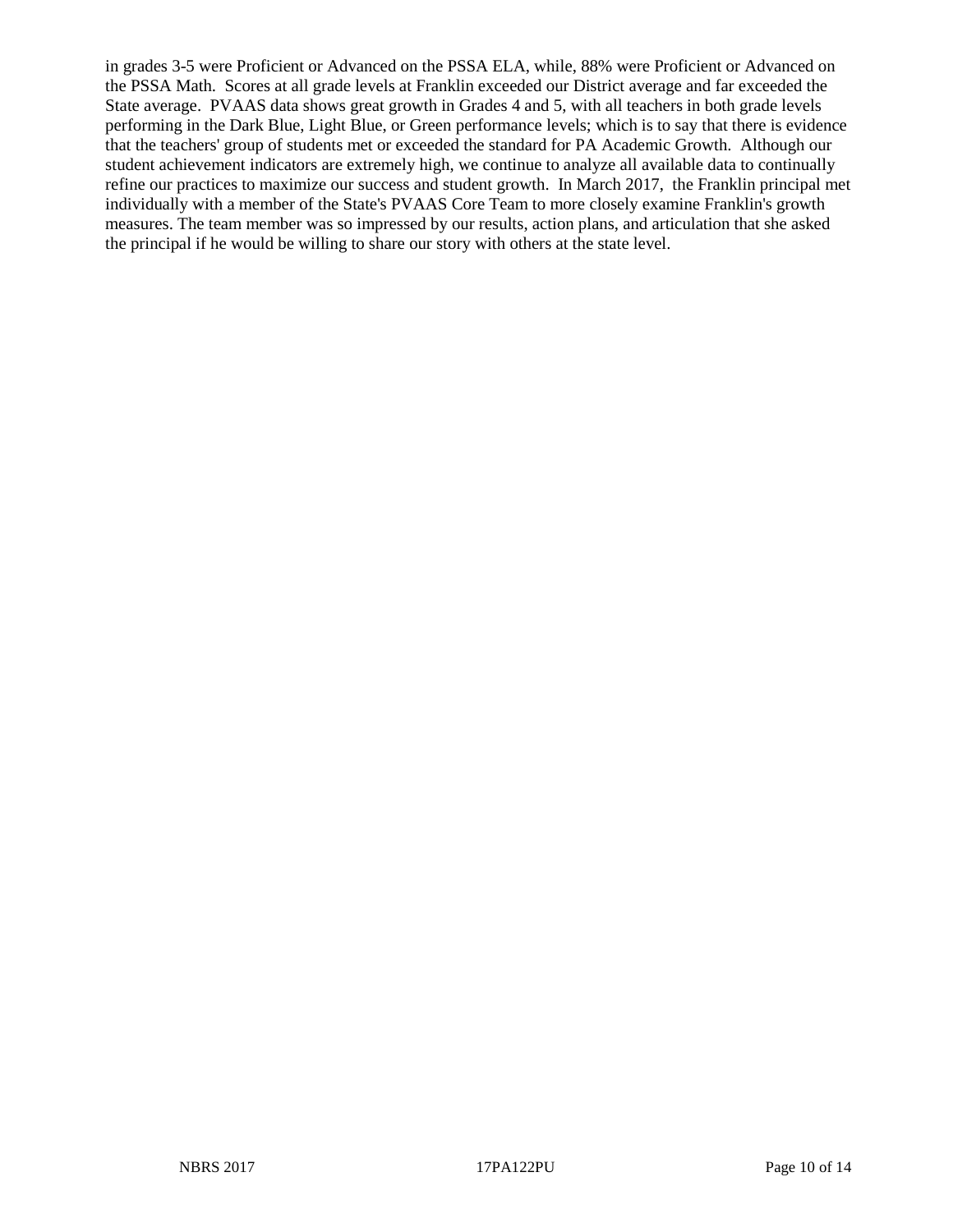in grades 3-5 were Proficient or Advanced on the PSSA ELA, while, 88% were Proficient or Advanced on the PSSA Math. Scores at all grade levels at Franklin exceeded our District average and far exceeded the State average. PVAAS data shows great growth in Grades 4 and 5, with all teachers in both grade levels performing in the Dark Blue, Light Blue, or Green performance levels; which is to say that there is evidence that the teachers' group of students met or exceeded the standard for PA Academic Growth. Although our student achievement indicators are extremely high, we continue to analyze all available data to continually refine our practices to maximize our success and student growth. In March 2017, the Franklin principal met individually with a member of the State's PVAAS Core Team to more closely examine Franklin's growth measures. The team member was so impressed by our results, action plans, and articulation that she asked the principal if he would be willing to share our story with others at the state level.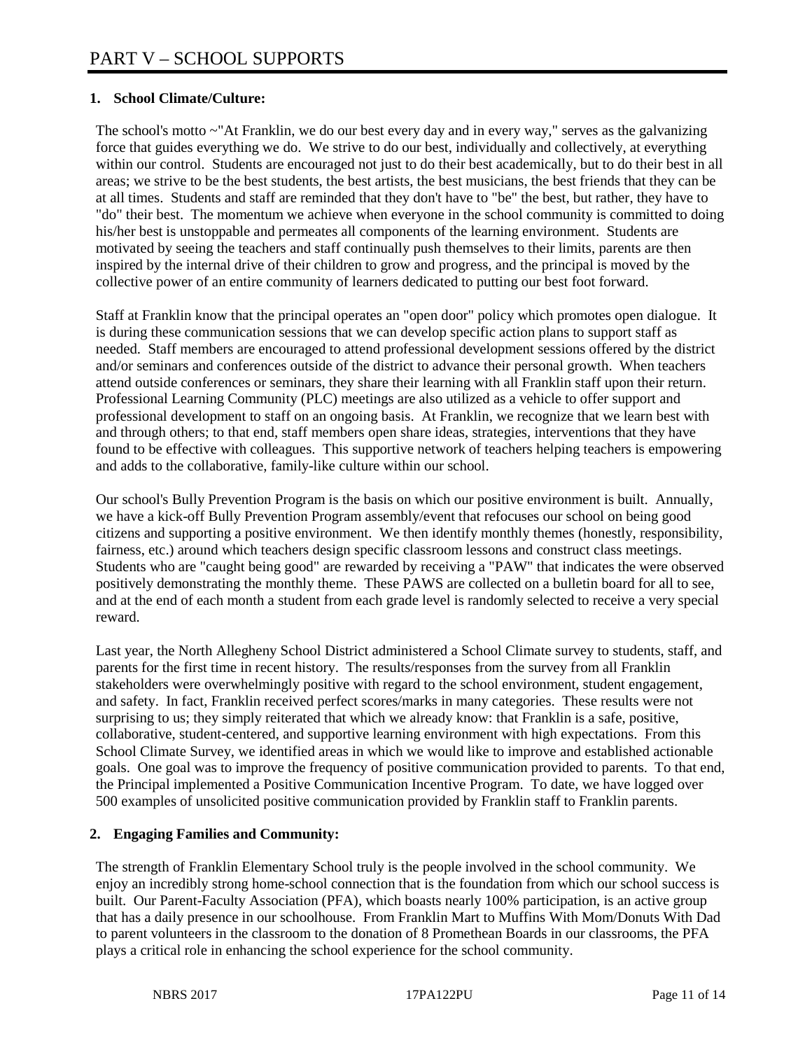# PART V – SCHOOL SUPPORTS

## 1. School Climate/Culture:

The school's motto ~"At Franklin, we do our best every day and in every way," serves as the galvanizing force that guides everything we do. We strive to do our best, individually and collectively, at everything within our control. Students are encouraged not just to do their best academically, but to do their best in all areas; we strive to be the best students, the best artists, the best musicians, the best friends that they can be at all times. Students and staff are reminded that they don't have to "be" the best, but rather, they have to "do" their best. The momentum we achieve when everyone in the school community is committed to doing his/her best is unstoppable and permeates all components of the learning environment. Students are motivated by seeing the teachers and staff continually push themselves to their limits, parents are then inspired by the internal drive of their children to grow and progress, and the principal is moved by the collective power of an entire community of learners dedicated to putting our best foot forward.

Staff at Franklin know that the principal operates an "open door" policy which promotes open dialogue. It is during these communication sessions that we can develop specific action plans to support staff as needed. Staff members are encouraged to attend professional development sessions offered by the district and/or seminars and conferences outside of the district to advance their personal growth. When teachers attend outside conferences or seminars, they share their learning with all Franklin staff upon their return. Professional Learning Community (PLC) meetings are also utilized as a vehicle to offer support and professional development to staff on an ongoing basis. At Franklin, we recognize that we learn best with and through others; to that end, staff members open share ideas, strategies, interventions that they have found to be effective with colleagues. This supportive network of teachers helping teachers is empowering and adds to the collaborative, family-like culture within our school.

Our school's Bully Prevention Program is the basis on which our positive environment is built. Annually, we have a kick-off Bully Prevention Program assembly/event that refocuses our school on being good citizens and supporting a positive environment. We then identify monthly themes (honestly, responsibility, fairness, etc.) around which teachers design specific classroom lessons and construct class meetings. Students who are "caught being good" are rewarded by receiving a "PAW" that indicates the were observed positively demonstrating the monthly theme. These PAWS are collected on a bulletin board for all to see, and at the end of each month a student from each grade level is randomly selected to receive a very special reward.

Last year, the North Allegheny School District administered a School Climate survey to students, staff, and parents for the first time in recent history. The results/responses from the survey from all Franklin stakeholders were overwhelmingly positive with regard to the school environment, student engagement, and safety. In fact, Franklin received perfect scores/marks in many categories. These results were not surprising to us; they simply reiterated that which we already know: that Franklin is a safe, positive, collaborative, student-centered, and supportive learning environment with high expectations. From this School Climate Survey, we identified areas in which we would like to improve and established actionable goals. One goal was to improve the frequency of positive communication provided to parents. To that end, the Principal implemented a Positive Communication Incentive Program. To date, we have logged over 500 examples of unsolicited positive communication provided by Franklin staff to Franklin parents.

## 2. Engaging Families and Community:

The strength of Franklin Elementary School truly is the people involved in the school community. We enjoy an incredibly strong home-school connection that is the foundation from which our school success is built. Our Parent-Faculty Association (PFA), which boasts nearly 100% participation, is an active group that has a daily presence in our schoolhouse. From Franklin Mart to Muffins With Mom/Donuts With Dad to parent volunteers in the classroom to the donation of 8 Promethean Boards in our classrooms, the PFA plays a critical role in enhancing the school experience for the school community.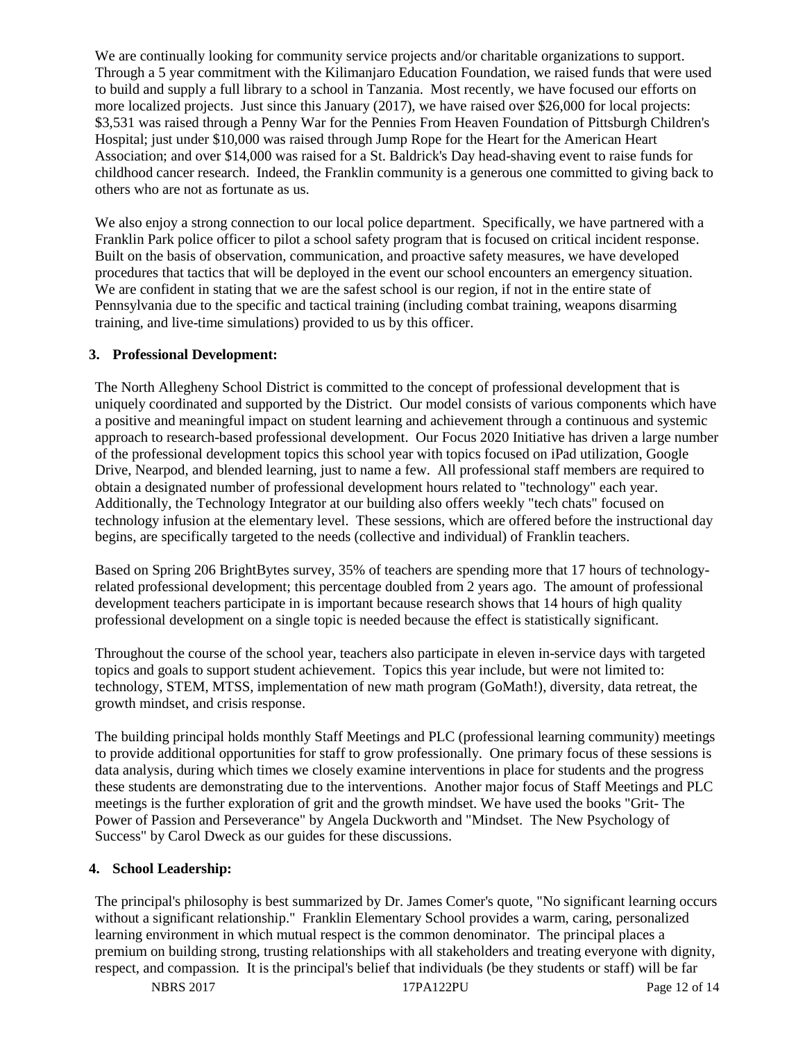We are continually looking for community service projects and/or charitable organizations to support. Through a 5 year commitment with the Kilimanjaro Education Foundation, we raised funds that were used to build and supply a full library to a school in Tanzania. Most recently, we have focused our efforts on more localized projects. Just since this January (2017), we have raised over $26,000 for local projects: $3,531 was raised through a Penny War for the Pennies From Heaven Foundation of Pittsburgh Children's Hospital; just under $10,000 was raised through Jump Rope for the Heart for the American Heart Association; and over $14,000 was raised for a St. Baldrick's Day head-shaving event to raise funds for childhood cancer research. Indeed, the Franklin community is a generous one committed to giving back to others who are not as fortunate as us.

We also enjoy a strong connection to our local police department. Specifically, we have partnered with a Franklin Park police officer to pilot a school safety program that is focused on critical incident response. Built on the basis of observation, communication, and proactive safety measures, we have developed procedures that tactics that will be deployed in the event our school encounters an emergency situation. We are confident in stating that we are the safest school is our region, if not in the entire state of Pennsylvania due to the specific and tactical training (including combat training, weapons disarming training, and live-time simulations) provided to us by this officer.

**3. Professional Development:**

The North Allegheny School District is committed to the concept of professional development that is uniquely coordinated and supported by the District. Our model consists of various components which have a positive and meaningful impact on student learning and achievement through a continuous and systemic approach to research-based professional development. Our Focus 2020 Initiative has driven a large number of the professional development topics this school year with topics focused on iPad utilization, Google Drive, Nearpod, and blended learning, just to name a few. All professional staff members are required to obtain a designated number of professional development hours related to "technology" each year. Additionally, the Technology Integrator at our building also offers weekly "tech chats" focused on technology infusion at the elementary level. These sessions, which are offered before the instructional day begins, are specifically targeted to the needs (collective and individual) of Franklin teachers.

Based on Spring 206 BrightBytes survey, 35% of teachers are spending more that 17 hours of technology-related professional development; this percentage doubled from 2 years ago. The amount of professional development teachers participate in is important because research shows that 14 hours of high quality professional development on a single topic is needed because the effect is statistically significant.

Throughout the course of the school year, teachers also participate in eleven in-service days with targeted topics and goals to support student achievement. Topics this year include, but were not limited to: technology, STEM, MTSS, implementation of new math program (GoMath!), diversity, data retreat, the growth mindset, and crisis response.

The building principal holds monthly Staff Meetings and PLC (professional learning community) meetings to provide additional opportunities for staff to grow professionally. One primary focus of these sessions is data analysis, during which times we closely examine interventions in place for students and the progress these students are demonstrating due to the interventions. Another major focus of Staff Meetings and PLC meetings is the further exploration of grit and the growth mindset. We have used the books "Grit- The Power of Passion and Perseverance" by Angela Duckworth and "Mindset. The New Psychology of Success" by Carol Dweck as our guides for these discussions.

**4. School Leadership:**

The principal's philosophy is best summarized by Dr. James Comer's quote, "No significant learning occurs without a significant relationship." Franklin Elementary School provides a warm, caring, personalized learning environment in which mutual respect is the common denominator. The principal places a premium on building strong, trusting relationships with all stakeholders and treating everyone with dignity, respect, and compassion. It is the principal's belief that individuals (be they students or staff) will be far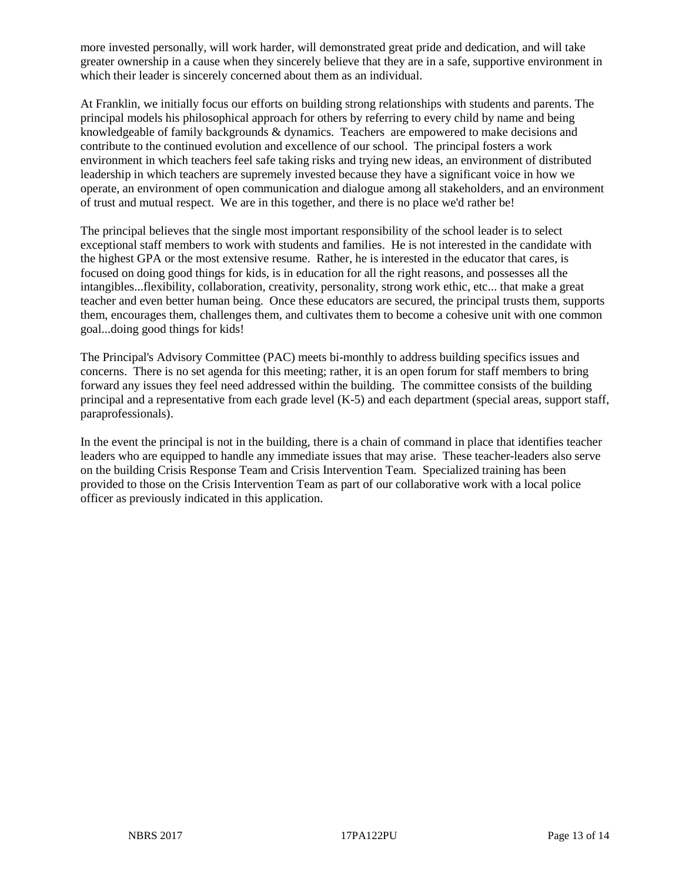more invested personally, will work harder, will demonstrated great pride and dedication, and will take greater ownership in a cause when they sincerely believe that they are in a safe, supportive environment in which their leader is sincerely concerned about them as an individual.

At Franklin, we initially focus our efforts on building strong relationships with students and parents. The principal models his philosophical approach for others by referring to every child by name and being knowledgeable of family backgrounds & dynamics. Teachers are empowered to make decisions and contribute to the continued evolution and excellence of our school. The principal fosters a work environment in which teachers feel safe taking risks and trying new ideas, an environment of distributed leadership in which teachers are supremely invested because they have a significant voice in how we operate, an environment of open communication and dialogue among all stakeholders, and an environment of trust and mutual respect. We are in this together, and there is no place we'd rather be!

The principal believes that the single most important responsibility of the school leader is to select exceptional staff members to work with students and families. He is not interested in the candidate with the highest GPA or the most extensive resume. Rather, he is interested in the educator that cares, is focused on doing good things for kids, is in education for all the right reasons, and possesses all the intangibles...flexibility, collaboration, creativity, personality, strong work ethic, etc... that make a great teacher and even better human being. Once these educators are secured, the principal trusts them, supports them, encourages them, challenges them, and cultivates them to become a cohesive unit with one common goal...doing good things for kids!

The Principal's Advisory Committee (PAC) meets bi-monthly to address building specifics issues and concerns. There is no set agenda for this meeting; rather, it is an open forum for staff members to bring forward any issues they feel need addressed within the building. The committee consists of the building principal and a representative from each grade level (K-5) and each department (special areas, support staff, paraprofessionals).

In the event the principal is not in the building, there is a chain of command in place that identifies teacher leaders who are equipped to handle any immediate issues that may arise. These teacher-leaders also serve on the building Crisis Response Team and Crisis Intervention Team. Specialized training has been provided to those on the Crisis Intervention Team as part of our collaborative work with a local police officer as previously indicated in this application.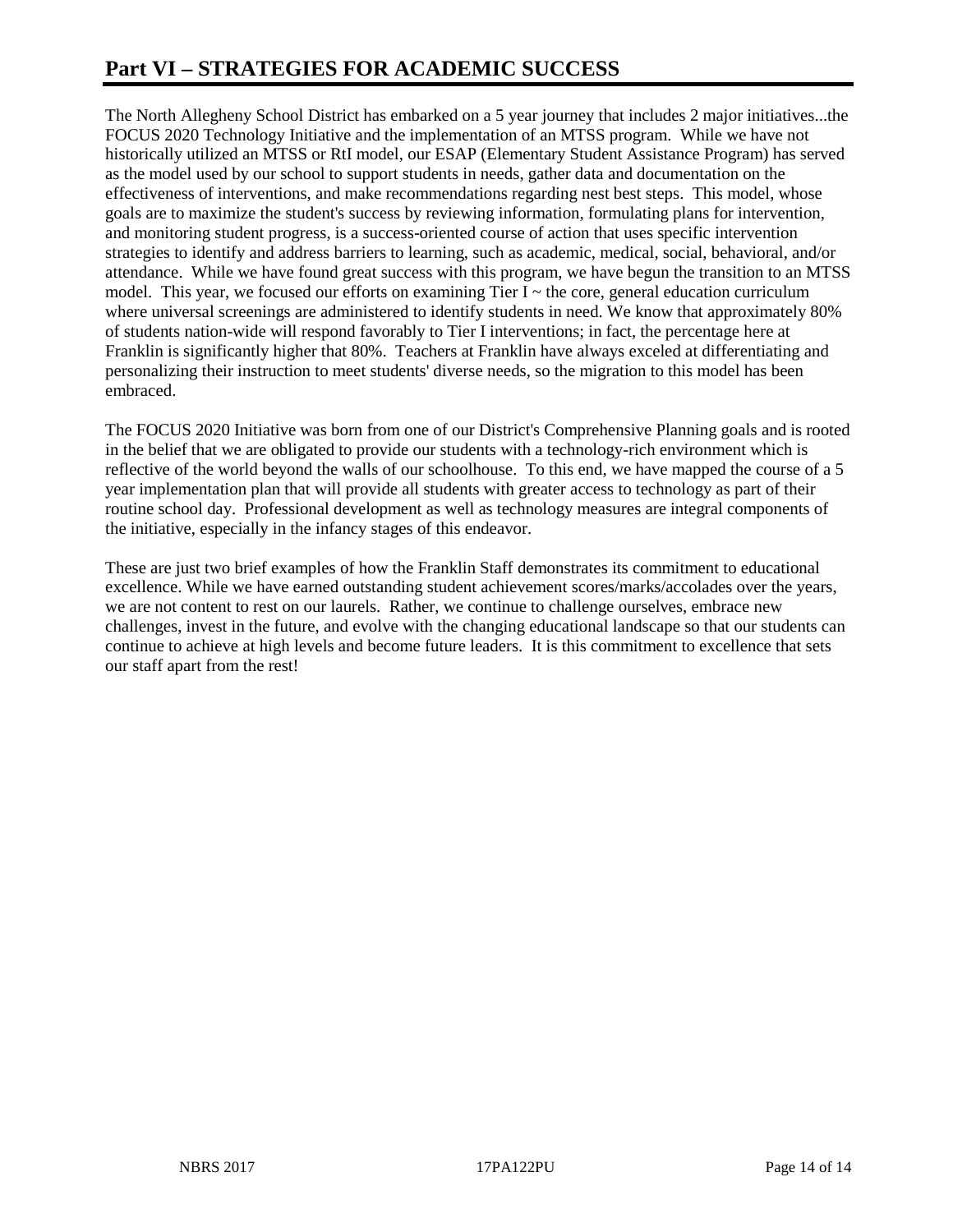# Part VI – STRATEGIES FOR ACADEMIC SUCCESS

The North Allegheny School District has embarked on a 5 year journey that includes 2 major initiatives...the FOCUS 2020 Technology Initiative and the implementation of an MTSS program. While we have not historically utilized an MTSS or RtI model, our ESAP (Elementary Student Assistance Program) has served as the model used by our school to support students in needs, gather data and documentation on the effectiveness of interventions, and make recommendations regarding nest best steps. This model, whose goals are to maximize the student's success by reviewing information, formulating plans for intervention, and monitoring student progress, is a success-oriented course of action that uses specific intervention strategies to identify and address barriers to learning, such as academic, medical, social, behavioral, and/or attendance. While we have found great success with this program, we have begun the transition to an MTSS model. This year, we focused our efforts on examining Tier I ~ the core, general education curriculum where universal screenings are administered to identify students in need. We know that approximately 80% of students nation-wide will respond favorably to Tier I interventions; in fact, the percentage here at Franklin is significantly higher that 80%. Teachers at Franklin have always exceled at differentiating and personalizing their instruction to meet students' diverse needs, so the migration to this model has been embraced.

The FOCUS 2020 Initiative was born from one of our District's Comprehensive Planning goals and is rooted in the belief that we are obligated to provide our students with a technology-rich environment which is reflective of the world beyond the walls of our schoolhouse. To this end, we have mapped the course of a 5 year implementation plan that will provide all students with greater access to technology as part of their routine school day. Professional development as well as technology measures are integral components of the initiative, especially in the infancy stages of this endeavor.

These are just two brief examples of how the Franklin Staff demonstrates its commitment to educational excellence. While we have earned outstanding student achievement scores/marks/accolades over the years, we are not content to rest on our laurels. Rather, we continue to challenge ourselves, embrace new challenges, invest in the future, and evolve with the changing educational landscape so that our students can continue to achieve at high levels and become future leaders. It is this commitment to excellence that sets our staff apart from the rest!